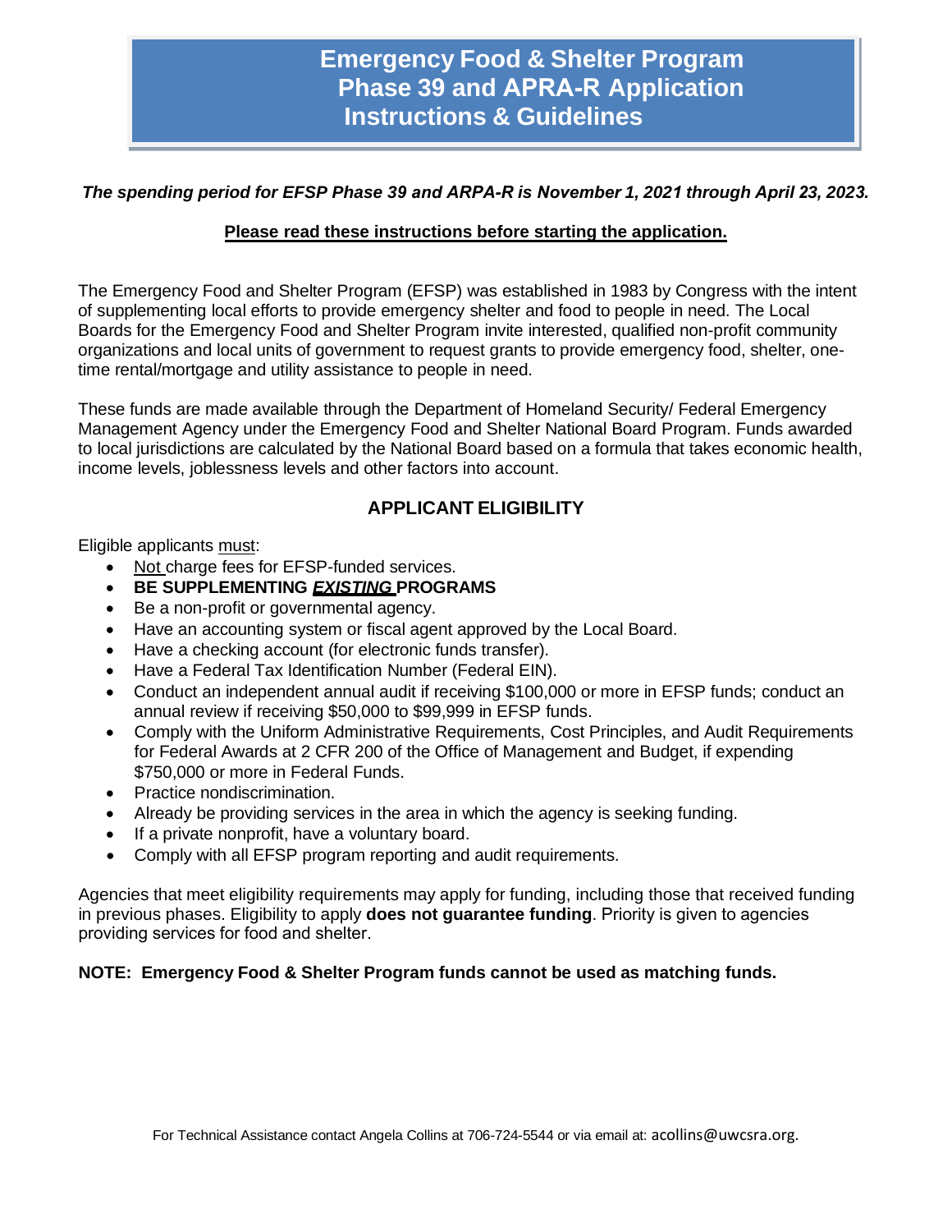# Emergency Food & Shelter Program Phase 39 and APRA-R Application Instructions & Guidelines

***The spending period for EFSP Phase 39 and ARPA-R is November 1, 2021 through April 23, 2023.***

**Please read these instructions before starting the application.**

The Emergency Food and Shelter Program (EFSP) was established in 1983 by Congress with the intent of supplementing local efforts to provide emergency shelter and food to people in need. The Local Boards for the Emergency Food and Shelter Program invite interested, qualified non-profit community organizations and local units of government to request grants to provide emergency food, shelter, one-time rental/mortgage and utility assistance to people in need.

These funds are made available through the Department of Homeland Security/ Federal Emergency Management Agency under the Emergency Food and Shelter National Board Program. Funds awarded to local jurisdictions are calculated by the National Board based on a formula that takes economic health, income levels, joblessness levels and other factors into account.

## APPLICANT ELIGIBILITY

Eligible applicants must:

- Not charge fees for EFSP-funded services.
- **BE SUPPLEMENTING *EXISTING* PROGRAMS**
- Be a non-profit or governmental agency.
- Have an accounting system or fiscal agent approved by the Local Board.
- Have a checking account (for electronic funds transfer).
- Have a Federal Tax Identification Number (Federal EIN).
- Conduct an independent annual audit if receiving $100,000 or more in EFSP funds; conduct an annual review if receiving $50,000 to $99,999 in EFSP funds.
- Comply with the Uniform Administrative Requirements, Cost Principles, and Audit Requirements for Federal Awards at 2 CFR 200 of the Office of Management and Budget, if expending $750,000 or more in Federal Funds.
- Practice nondiscrimination.
- Already be providing services in the area in which the agency is seeking funding.
- If a private nonprofit, have a voluntary board.
- Comply with all EFSP program reporting and audit requirements.

Agencies that meet eligibility requirements may apply for funding, including those that received funding in previous phases. Eligibility to apply **does not guarantee funding**. Priority is given to agencies providing services for food and shelter.

**NOTE: Emergency Food & Shelter Program funds cannot be used as matching funds.**

For Technical Assistance contact Angela Collins at 706-724-5544 or via email at: acollins@uwcsra.org.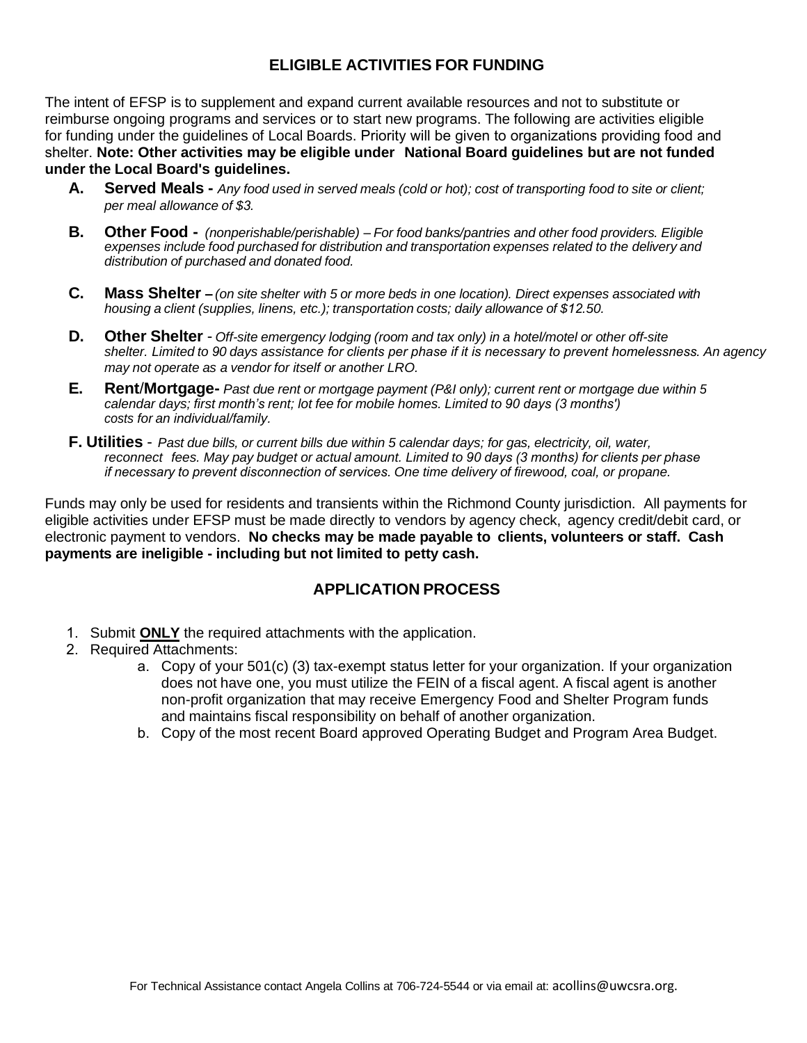## ELIGIBLE ACTIVITIES FOR FUNDING

The intent of EFSP is to supplement and expand current available resources and not to substitute or reimburse ongoing programs and services or to start new programs. The following are activities eligible for funding under the guidelines of Local Boards. Priority will be given to organizations providing food and shelter. **Note: Other activities may be eligible under National Board guidelines but are not funded under the Local Board's guidelines.**

- **A. Served Meals -** *Any food used in served meals (cold or hot); cost of transporting food to site or client; per meal allowance of $3.*
- **B. Other Food -** *(nonperishable/perishable) – For food banks/pantries and other food providers. Eligible expenses include food purchased for distribution and transportation expenses related to the delivery and distribution of purchased and donated food.*
- **C. Mass Shelter –** *(on site shelter with 5 or more beds in one location). Direct expenses associated with housing a client (supplies, linens, etc.); transportation costs; daily allowance of $12.50.*
- **D. Other Shelter** - *Off-site emergency lodging (room and tax only) in a hotel/motel or other off-site shelter. Limited to 90 days assistance for clients per phase if it is necessary to prevent homelessness. An agency may not operate as a vendor for itself or another LRO.*
- **E. Rent/Mortgage-** *Past due rent or mortgage payment (P&I only); current rent or mortgage due within 5 calendar days; first month's rent; lot fee for mobile homes. Limited to 90 days (3 months') costs for an individual/family.*
- **F. Utilities** - *Past due bills, or current bills due within 5 calendar days; for gas, electricity, oil, water, reconnect fees. May pay budget or actual amount. Limited to 90 days (3 months) for clients per phase if necessary to prevent disconnection of services. One time delivery of firewood, coal, or propane.*

Funds may only be used for residents and transients within the Richmond County jurisdiction. All payments for eligible activities under EFSP must be made directly to vendors by agency check, agency credit/debit card, or electronic payment to vendors. **No checks may be made payable to clients, volunteers or staff. Cash payments are ineligible - including but not limited to petty cash.**

## APPLICATION PROCESS

1. Submit **ONLY** the required attachments with the application.
2. Required Attachments:
   a. Copy of your 501(c) (3) tax-exempt status letter for your organization. If your organization does not have one, you must utilize the FEIN of a fiscal agent. A fiscal agent is another non-profit organization that may receive Emergency Food and Shelter Program funds and maintains fiscal responsibility on behalf of another organization.
   b. Copy of the most recent Board approved Operating Budget and Program Area Budget.

For Technical Assistance contact Angela Collins at 706-724-5544 or via email at: acollins@uwcsra.org.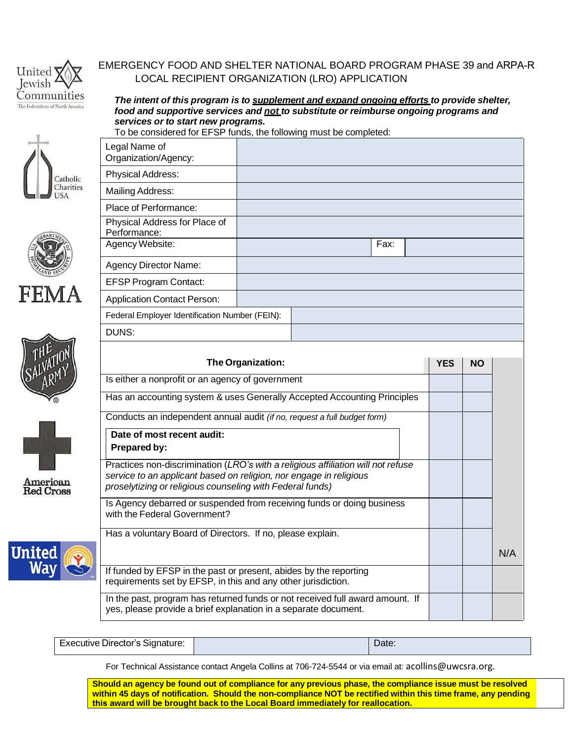EMERGENCY FOOD AND SHELTER NATIONAL BOARD PROGRAM PHASE 39 and ARPA-R
LOCAL RECIPIENT ORGANIZATION (LRO) APPLICATION

***The intent of this program is to supplement and expand ongoing efforts to provide shelter, food and supportive services and not to substitute or reimburse ongoing programs and services or to start new programs.***

To be considered for EFSP funds, the following must be completed:

| | | | |
|---|---|---|---|
| Legal Name of Organization/Agency: | | | |
| Physical Address: | | | |
| Mailing Address: | | | |
| Place of Performance: | | | |
| Physical Address for Place of Performance: | | | |
| Agency Website: | | Fax: | |
| Agency Director Name: | | | |
| EFSP Program Contact: | | | |
| Application Contact Person: | | | |
| Federal Employer Identification Number (FEIN): | | | |
| DUNS: | | | |

| **The Organization:** | **YES** | **NO** | |
|---|---|---|---|
| Is either a nonprofit or an agency of government | | | |
| Has an accounting system & uses Generally Accepted Accounting Principles | | | |
| Conducts an independent annual audit *(if no, request a full budget form)*<br>**Date of most recent audit:**<br>**Prepared by:** | | | |
| Practices non-discrimination (*LRO's with a religious affiliation will not refuse service to an applicant based on religion, nor engage in religious proselytizing or religious counseling with Federal funds)* | | | |
| Is Agency debarred or suspended from receiving funds or doing business with the Federal Government? | | | |
| Has a voluntary Board of Directors. If no, please explain. | | | N/A |
| If funded by EFSP in the past or present, abides by the reporting requirements set by EFSP, in this and any other jurisdiction. | | | |
| In the past, program has returned funds or not received full award amount. If yes, please provide a brief explanation in a separate document. | | | |

| Executive Director's Signature: | | Date: |
|---|---|---|

For Technical Assistance contact Angela Collins at 706-724-5544 or via email at: acollins@uwcsra.org.

**Should an agency be found out of compliance for any previous phase, the compliance issue must be resolved within 45 days of notification. Should the non-compliance NOT be rectified within this time frame, any pending this award will be brought back to the Local Board immediately for reallocation.**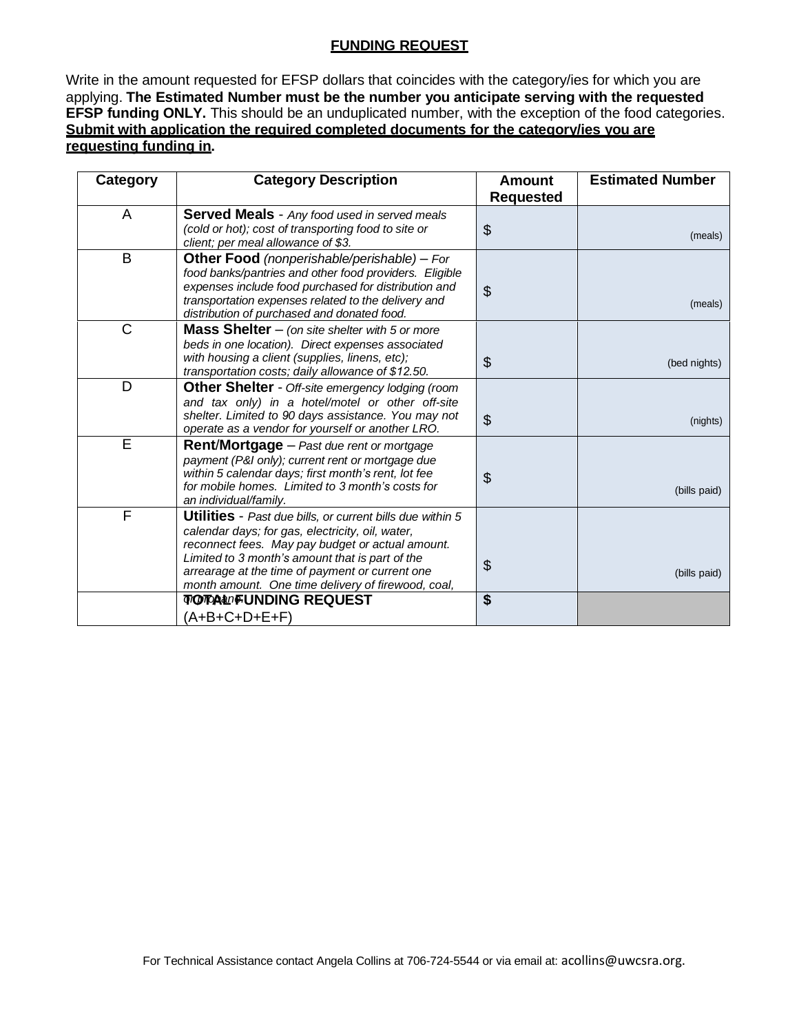**FUNDING REQUEST**

Write in the amount requested for EFSP dollars that coincides with the category/ies for which you are applying. **The Estimated Number must be the number you anticipate serving with the requested EFSP funding ONLY.** This should be an unduplicated number, with the exception of the food categories. **Submit with application the required completed documents for the category/ies you are requesting funding in.**

| Category | Category Description | Amount Requested | Estimated Number |
|---|---|---|---|
| A | **Served Meals** - *Any food used in served meals (cold or hot); cost of transporting food to site or client; per meal allowance of $3.* | $ | (meals) |
| B | **Other Food** *(nonperishable/perishable)* – *For food banks/pantries and other food providers. Eligible expenses include food purchased for distribution and transportation expenses related to the delivery and distribution of purchased and donated food.* | $ | (meals) |
| C | **Mass Shelter** – *(on site shelter with 5 or more beds in one location). Direct expenses associated with housing a client (supplies, linens, etc); transportation costs; daily allowance of $12.50.* | $ | (bed nights) |
| D | **Other Shelter** - *Off-site emergency lodging (room and tax only) in a hotel/motel or other off-site shelter. Limited to 90 days assistance. You may not operate as a vendor for yourself or another LRO.* | $ | (nights) |
| E | **Rent/Mortgage** – *Past due rent or mortgage payment (P&I only); current rent or mortgage due within 5 calendar days; first month's rent, lot fee for mobile homes. Limited to 3 month's costs for an individual/family.* | $ | (bills paid) |
| F | **Utilities** - *Past due bills, or current bills due within 5 calendar days; for gas, electricity, oil, water, reconnect fees. May pay budget or actual amount. Limited to 3 month's amount that is part of the arrearage at the time of payment or current one month amount. One time delivery of firewood, coal, or propane.* | $ | (bills paid) |
| | **TOTAL FUNDING REQUEST** (A+B+C+D+E+F) | **$** | |

For Technical Assistance contact Angela Collins at 706-724-5544 or via email at: acollins@uwcsra.org.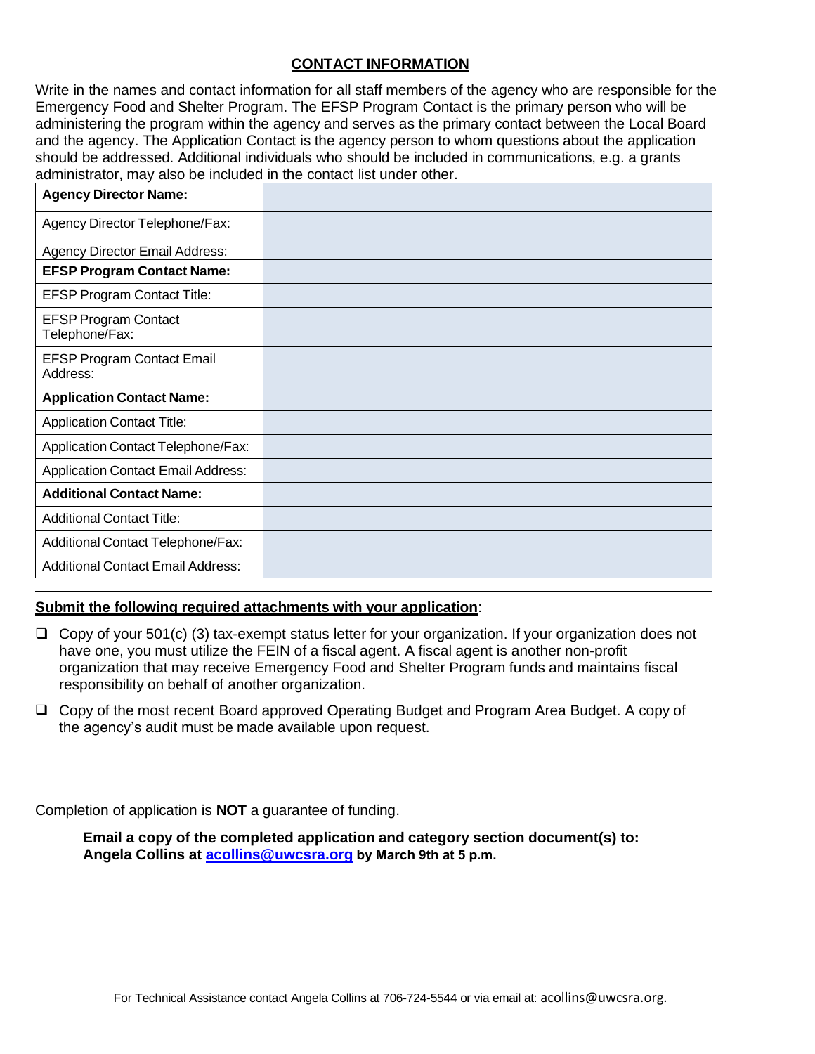## CONTACT INFORMATION

Write in the names and contact information for all staff members of the agency who are responsible for the Emergency Food and Shelter Program. The EFSP Program Contact is the primary person who will be administering the program within the agency and serves as the primary contact between the Local Board and the agency. The Application Contact is the agency person to whom questions about the application should be addressed. Additional individuals who should be included in communications, e.g. a grants administrator, may also be included in the contact list under other.

| | |
|---|---|
| **Agency Director Name:** | |
| Agency Director Telephone/Fax: | |
| Agency Director Email Address: | |
| **EFSP Program Contact Name:** | |
| EFSP Program Contact Title: | |
| EFSP Program Contact Telephone/Fax: | |
| EFSP Program Contact Email Address: | |
| **Application Contact Name:** | |
| Application Contact Title: | |
| Application Contact Telephone/Fax: | |
| Application Contact Email Address: | |
| **Additional Contact Name:** | |
| Additional Contact Title: | |
| Additional Contact Telephone/Fax: | |
| Additional Contact Email Address: | |

**Submit the following required attachments with your application**:

- ❑ Copy of your 501(c) (3) tax-exempt status letter for your organization. If your organization does not have one, you must utilize the FEIN of a fiscal agent. A fiscal agent is another non-profit organization that may receive Emergency Food and Shelter Program funds and maintains fiscal responsibility on behalf of another organization.
- ❑ Copy of the most recent Board approved Operating Budget and Program Area Budget. A copy of the agency's audit must be made available upon request.

Completion of application is **NOT** a guarantee of funding.

**Email a copy of the completed application and category section document(s) to: Angela Collins at acollins@uwcsra.org by March 9th at 5 p.m.**

For Technical Assistance contact Angela Collins at 706-724-5544 or via email at: acollins@uwcsra.org.